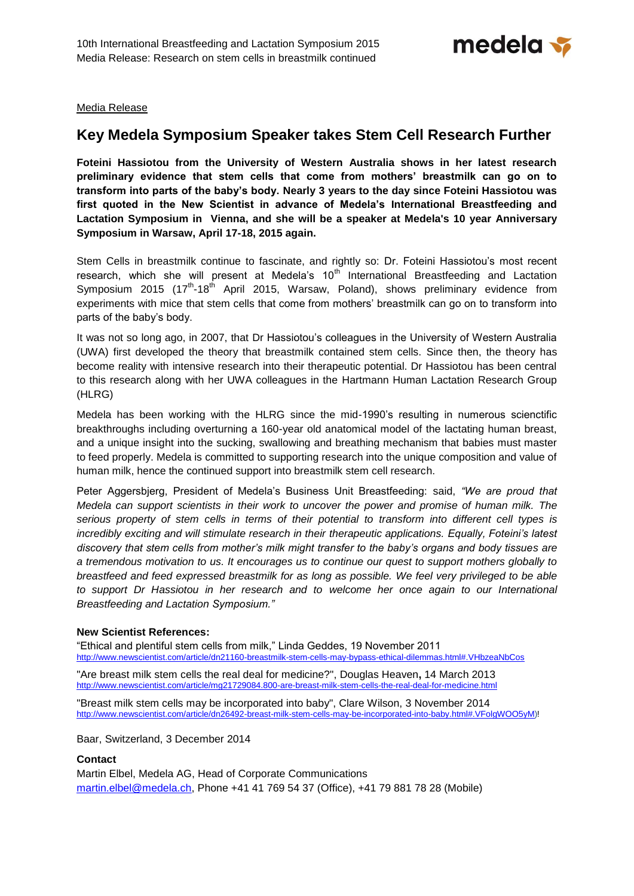Media Release

# Key Medela Symposium Speaker takes Stem Cell Research Further

**Foteini Hassiotou from the University of Western Australia shows in her latest research preliminary evidence that stem cells that come from mothers' breastmilk can go on to transform into parts of the baby's body. Nearly 3 years to the day since Foteini Hassiotou was first quoted in the New Scientist in advance of Medela's International Breastfeeding and Lactation Symposium in Vienna, and she will be a speaker at Medela's 10 year Anniversary Symposium in Warsaw, April 17-18, 2015 again.**

Stem Cells in breastmilk continue to fascinate, and rightly so: Dr. Foteini Hassiotou's most recent research, which she will present at Medela's 10th International Breastfeeding and Lactation Symposium 2015 (17th-18th April 2015, Warsaw, Poland), shows preliminary evidence from experiments with mice that stem cells that come from mothers' breastmilk can go on to transform into parts of the baby's body.

It was not so long ago, in 2007, that Dr Hassiotou's colleagues in the University of Western Australia (UWA) first developed the theory that breastmilk contained stem cells. Since then, the theory has become reality with intensive research into their therapeutic potential. Dr Hassiotou has been central to this research along with her UWA colleagues in the Hartmann Human Lactation Research Group (HLRG)

Medela has been working with the HLRG since the mid-1990's resulting in numerous scienctific breakthroughs including overturning a 160-year old anatomical model of the lactating human breast, and a unique insight into the sucking, swallowing and breathing mechanism that babies must master to feed properly. Medela is committed to supporting research into the unique composition and value of human milk, hence the continued support into breastmilk stem cell research.

Peter Aggersbjerg, President of Medela's Business Unit Breastfeeding: said, *"We are proud that Medela can support scientists in their work to uncover the power and promise of human milk. The serious property of stem cells in terms of their potential to transform into different cell types is incredibly exciting and will stimulate research in their therapeutic applications. Equally, Foteini's latest discovery that stem cells from mother's milk might transfer to the baby's organs and body tissues are a tremendous motivation to us. It encourages us to continue our quest to support mothers globally to breastfeed and feed expressed breastmilk for as long as possible. We feel very privileged to be able to support Dr Hassiotou in her research and to welcome her once again to our International Breastfeeding and Lactation Symposium."*

**New Scientist References:**

"Ethical and plentiful stem cells from milk," Linda Geddes, 19 November 2011
http://www.newscientist.com/article/dn21160-breastmilk-stem-cells-may-bypass-ethical-dilemmas.html#.VHbzeaNbCos

"Are breast milk stem cells the real deal for medicine?", Douglas Heaven**,** 14 March 2013
http://www.newscientist.com/article/mg21729084.800-are-breast-milk-stem-cells-the-real-deal-for-medicine.html

"Breast milk stem cells may be incorporated into baby", Clare Wilson, 3 November 2014
http://www.newscientist.com/article/dn26492-breast-milk-stem-cells-may-be-incorporated-into-baby.html#.VFolgWOO5yM)!

Baar, Switzerland, 3 December 2014

**Contact**

Martin Elbel, Medela AG, Head of Corporate Communications
martin.elbel@medela.ch, Phone +41 41 769 54 37 (Office), +41 79 881 78 28 (Mobile)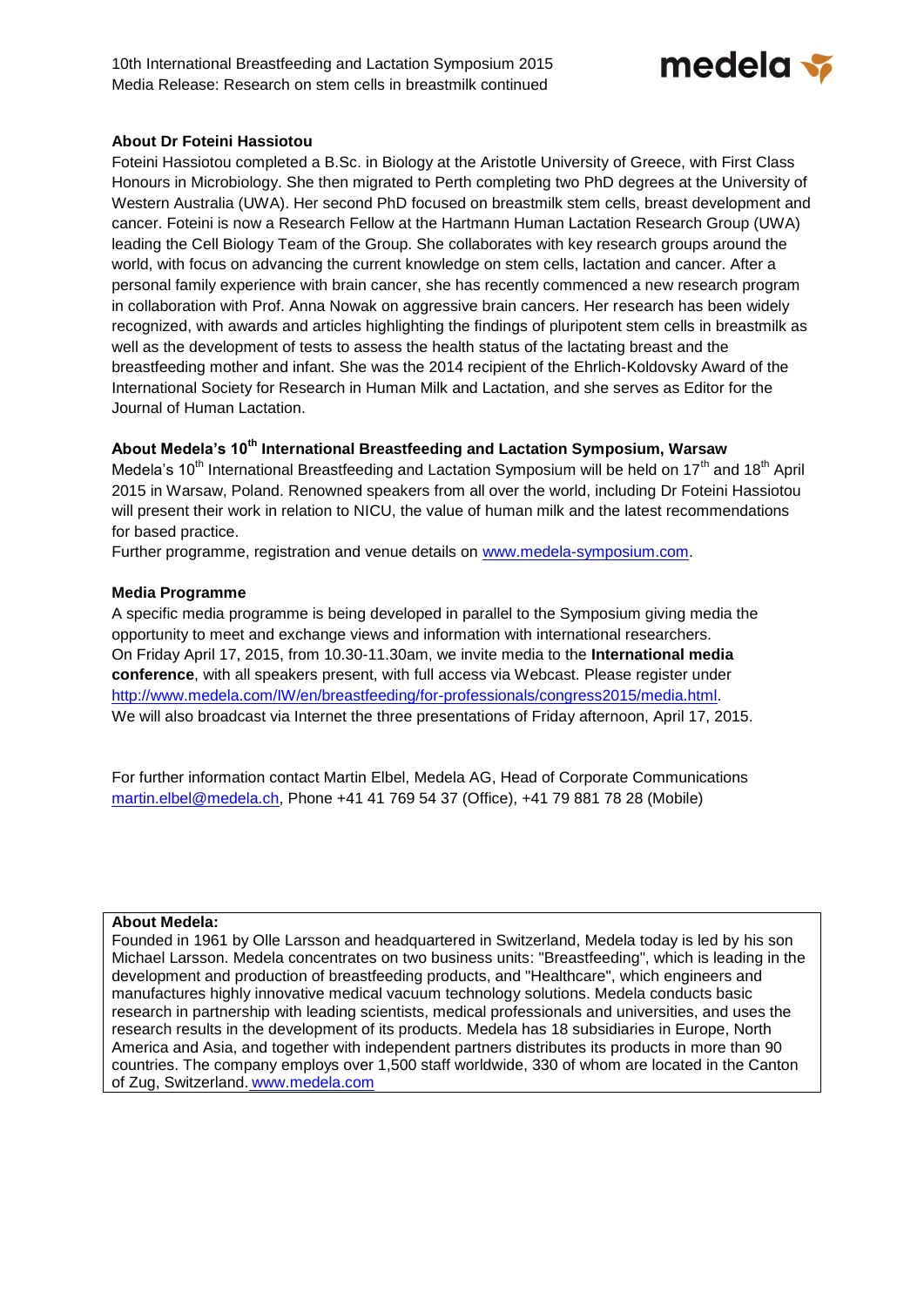### About Dr Foteini Hassiotou

Foteini Hassiotou completed a B.Sc. in Biology at the Aristotle University of Greece, with First Class Honours in Microbiology. She then migrated to Perth completing two PhD degrees at the University of Western Australia (UWA). Her second PhD focused on breastmilk stem cells, breast development and cancer. Foteini is now a Research Fellow at the Hartmann Human Lactation Research Group (UWA) leading the Cell Biology Team of the Group. She collaborates with key research groups around the world, with focus on advancing the current knowledge on stem cells, lactation and cancer. After a personal family experience with brain cancer, she has recently commenced a new research program in collaboration with Prof. Anna Nowak on aggressive brain cancers. Her research has been widely recognized, with awards and articles highlighting the findings of pluripotent stem cells in breastmilk as well as the development of tests to assess the health status of the lactating breast and the breastfeeding mother and infant. She was the 2014 recipient of the Ehrlich-Koldovsky Award of the International Society for Research in Human Milk and Lactation, and she serves as Editor for the Journal of Human Lactation.

### About Medela's 10th International Breastfeeding and Lactation Symposium, Warsaw

Medela's 10th International Breastfeeding and Lactation Symposium will be held on 17th and 18th April 2015 in Warsaw, Poland. Renowned speakers from all over the world, including Dr Foteini Hassiotou will present their work in relation to NICU, the value of human milk and the latest recommendations for based practice.

Further programme, registration and venue details on www.medela-symposium.com.

### Media Programme

A specific media programme is being developed in parallel to the Symposium giving media the opportunity to meet and exchange views and information with international researchers.

On Friday April 17, 2015, from 10.30-11.30am, we invite media to the **International media conference**, with all speakers present, with full access via Webcast. Please register under http://www.medela.com/IW/en/breastfeeding/for-professionals/congress2015/media.html.

We will also broadcast via Internet the three presentations of Friday afternoon, April 17, 2015.

For further information contact Martin Elbel, Medela AG, Head of Corporate Communications martin.elbel@medela.ch, Phone +41 41 769 54 37 (Office), +41 79 881 78 28 (Mobile)

**About Medela:**

Founded in 1961 by Olle Larsson and headquartered in Switzerland, Medela today is led by his son Michael Larsson. Medela concentrates on two business units: "Breastfeeding", which is leading in the development and production of breastfeeding products, and "Healthcare", which engineers and manufactures highly innovative medical vacuum technology solutions. Medela conducts basic research in partnership with leading scientists, medical professionals and universities, and uses the research results in the development of its products. Medela has 18 subsidiaries in Europe, North America and Asia, and together with independent partners distributes its products in more than 90 countries. The company employs over 1,500 staff worldwide, 330 of whom are located in the Canton of Zug, Switzerland. www.medela.com